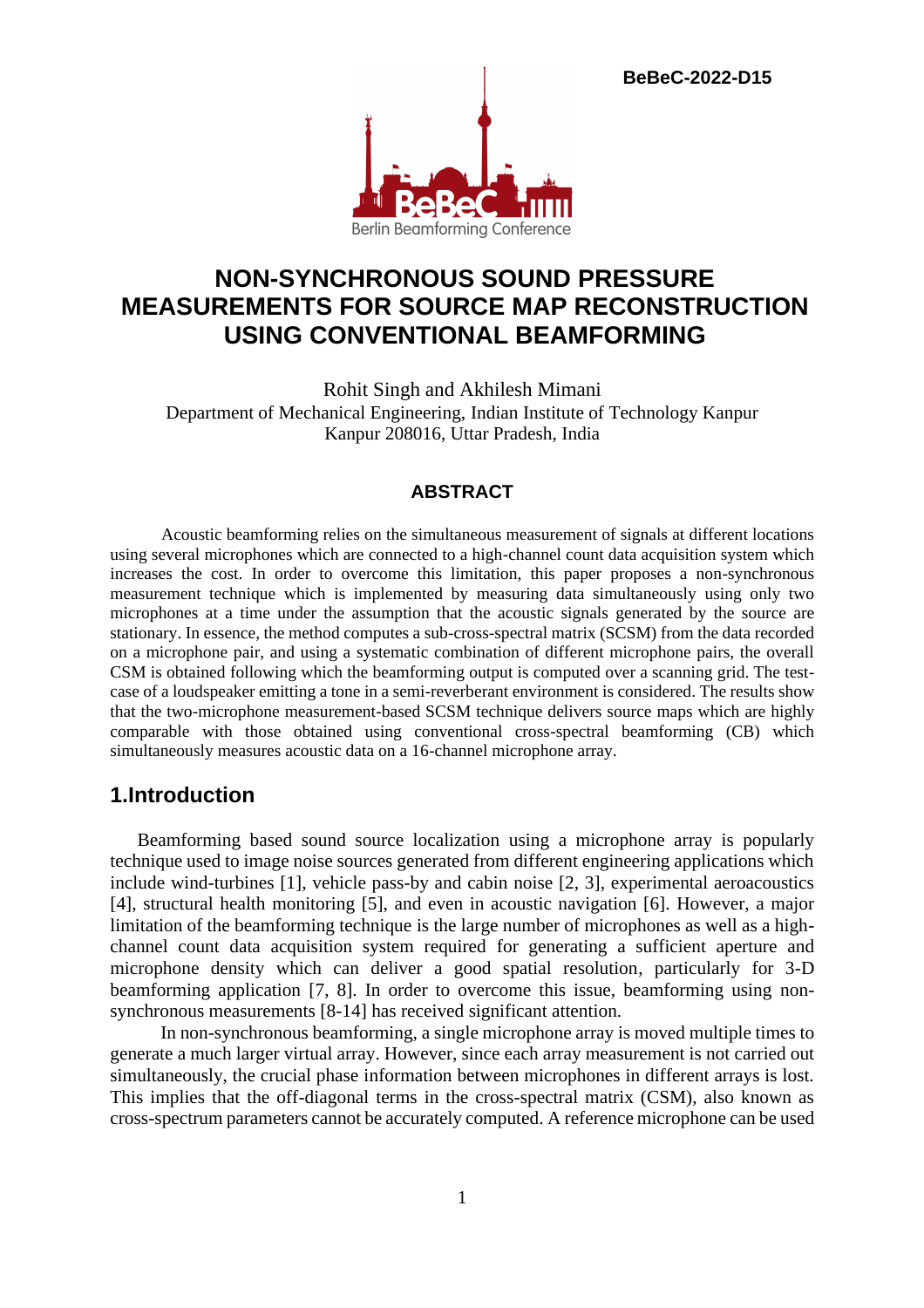BeBeC-2022-D15

# NON-SYNCHRONOUS SOUND PRESSURE MEASUREMENTS FOR SOURCE MAP RECONSTRUCTION USING CONVENTIONAL BEAMFORMING

Rohit Singh and Akhilesh Mimani
Department of Mechanical Engineering, Indian Institute of Technology Kanpur
Kanpur 208016, Uttar Pradesh, India

## ABSTRACT

Acoustic beamforming relies on the simultaneous measurement of signals at different locations using several microphones which are connected to a high-channel count data acquisition system which increases the cost. In order to overcome this limitation, this paper proposes a non-synchronous measurement technique which is implemented by measuring data simultaneously using only two microphones at a time under the assumption that the acoustic signals generated by the source are stationary. In essence, the method computes a sub-cross-spectral matrix (SCSM) from the data recorded on a microphone pair, and using a systematic combination of different microphone pairs, the overall CSM is obtained following which the beamforming output is computed over a scanning grid. The test-case of a loudspeaker emitting a tone in a semi-reverberant environment is considered. The results show that the two-microphone measurement-based SCSM technique delivers source maps which are highly comparable with those obtained using conventional cross-spectral beamforming (CB) which simultaneously measures acoustic data on a 16-channel microphone array.

## 1.Introduction

Beamforming based sound source localization using a microphone array is popularly technique used to image noise sources generated from different engineering applications which include wind-turbines [1], vehicle pass-by and cabin noise [2, 3], experimental aeroacoustics [4], structural health monitoring [5], and even in acoustic navigation [6]. However, a major limitation of the beamforming technique is the large number of microphones as well as a high-channel count data acquisition system required for generating a sufficient aperture and microphone density which can deliver a good spatial resolution, particularly for 3-D beamforming application [7, 8]. In order to overcome this issue, beamforming using non-synchronous measurements [8-14] has received significant attention.

In non-synchronous beamforming, a single microphone array is moved multiple times to generate a much larger virtual array. However, since each array measurement is not carried out simultaneously, the crucial phase information between microphones in different arrays is lost. This implies that the off-diagonal terms in the cross-spectral matrix (CSM), also known as cross-spectrum parameters cannot be accurately computed. A reference microphone can be used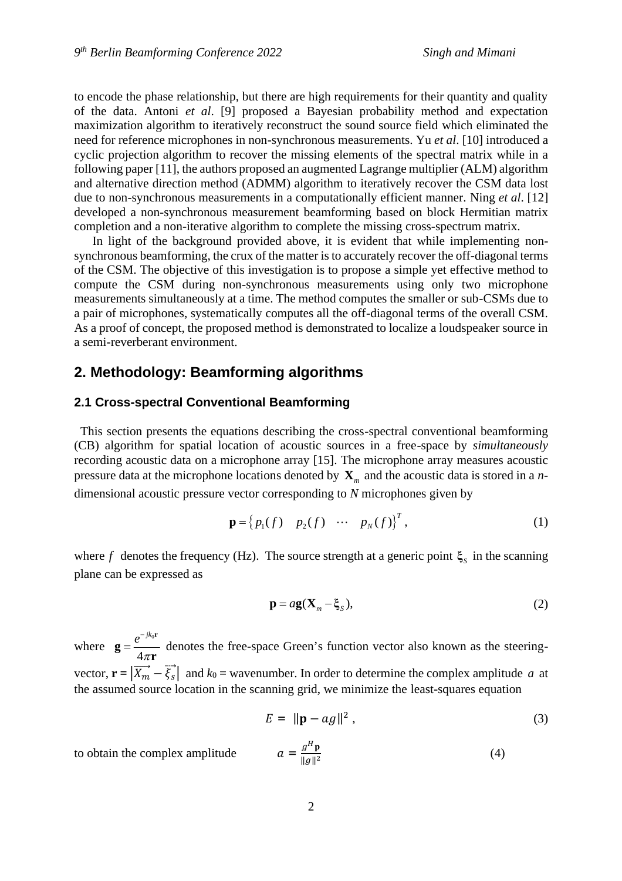to encode the phase relationship, but there are high requirements for their quantity and quality of the data. Antoni *et al*. [9] proposed a Bayesian probability method and expectation maximization algorithm to iteratively reconstruct the sound source field which eliminated the need for reference microphones in non-synchronous measurements. Yu *et al*. [10] introduced a cyclic projection algorithm to recover the missing elements of the spectral matrix while in a following paper [11], the authors proposed an augmented Lagrange multiplier (ALM) algorithm and alternative direction method (ADMM) algorithm to iteratively recover the CSM data lost due to non-synchronous measurements in a computationally efficient manner. Ning *et al*. [12] developed a non-synchronous measurement beamforming based on block Hermitian matrix completion and a non-iterative algorithm to complete the missing cross-spectrum matrix.

In light of the background provided above, it is evident that while implementing non-synchronous beamforming, the crux of the matter is to accurately recover the off-diagonal terms of the CSM. The objective of this investigation is to propose a simple yet effective method to compute the CSM during non-synchronous measurements using only two microphone measurements simultaneously at a time. The method computes the smaller or sub-CSMs due to a pair of microphones, systematically computes all the off-diagonal terms of the overall CSM. As a proof of concept, the proposed method is demonstrated to localize a loudspeaker source in a semi-reverberant environment.

## 2. Methodology: Beamforming algorithms

### 2.1 Cross-spectral Conventional Beamforming

This section presents the equations describing the cross-spectral conventional beamforming (CB) algorithm for spatial location of acoustic sources in a free-space by *simultaneously* recording acoustic data on a microphone array [15]. The microphone array measures acoustic pressure data at the microphone locations denoted by $\mathbf{X}_m$ and the acoustic data is stored in a *n*-dimensional acoustic pressure vector corresponding to *N* microphones given by

$$\mathbf{p} = \{ p_1(f) \quad p_2(f) \quad \cdots \quad p_N(f) \}^T, \tag{1}$$

where $f$ denotes the frequency (Hz). The source strength at a generic point $\boldsymbol{\xi}_S$ in the scanning plane can be expressed as

$$\mathbf{p} = a\mathbf{g}(\mathbf{X}_m - \boldsymbol{\xi}_S), \tag{2}$$

where $\mathbf{g} = \dfrac{e^{-jk_0\mathbf{r}}}{4\pi\mathbf{r}}$ denotes the free-space Green's function vector also known as the steering-vector, $\mathbf{r} = \left|\overrightarrow{X_m} - \overrightarrow{\xi_s}\right|$ and $k_0$ = wavenumber. In order to determine the complex amplitude $a$ at the assumed source location in the scanning grid, we minimize the least-squares equation

$$E = \|\mathbf{p} - ag\|^2, \tag{3}$$

to obtain the complex amplitude

$$a = \frac{g^H\mathbf{p}}{\|g\|^2} \tag{4}$$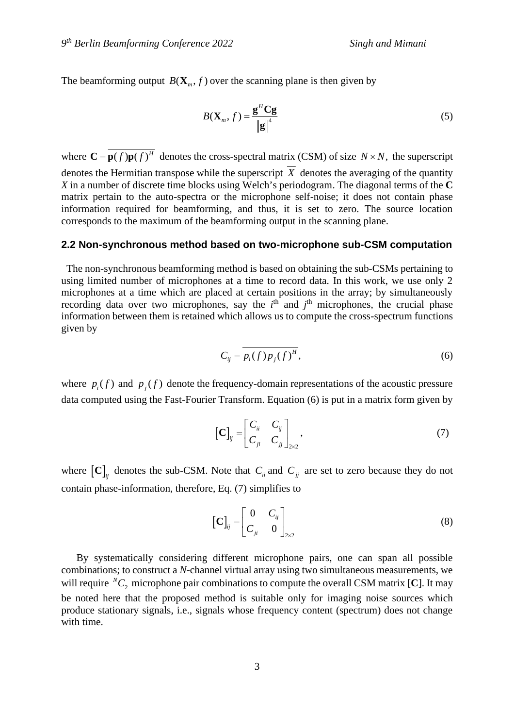The beamforming output $B(\mathbf{X}_m, f)$ over the scanning plane is then given by

$$B(\mathbf{X}_m, f) = \frac{\mathbf{g}^H \mathbf{C} \mathbf{g}}{\|\mathbf{g}\|^4} \tag{5}$$

where $\mathbf{C} = \overline{\mathbf{p}(f)\mathbf{p}(f)^H}$ denotes the cross-spectral matrix (CSM) of size $N \times N$, the superscript denotes the Hermitian transpose while the superscript $\overline{X}$ denotes the averaging of the quantity $X$ in a number of discrete time blocks using Welch's periodogram. The diagonal terms of the **C** matrix pertain to the auto-spectra or the microphone self-noise; it does not contain phase information required for beamforming, and thus, it is set to zero. The source location corresponds to the maximum of the beamforming output in the scanning plane.

## 2.2 Non-synchronous method based on two-microphone sub-CSM computation

The non-synchronous beamforming method is based on obtaining the sub-CSMs pertaining to using limited number of microphones at a time to record data. In this work, we use only 2 microphones at a time which are placed at certain positions in the array; by simultaneously recording data over two microphones, say the $i^{\text{th}}$ and $j^{\text{th}}$ microphones, the crucial phase information between them is retained which allows us to compute the cross-spectrum functions given by

$$C_{ij} = \overline{p_i(f)\, p_j(f)^H}, \tag{6}$$

where $p_i(f)$ and $p_j(f)$ denote the frequency-domain representations of the acoustic pressure data computed using the Fast-Fourier Transform. Equation (6) is put in a matrix form given by

$$[\mathbf{C}]_{ij} = \begin{bmatrix} C_{ii} & C_{ij} \\ C_{ji} & C_{jj} \end{bmatrix}_{2\times 2}, \tag{7}$$

where $[\mathbf{C}]_{ij}$ denotes the sub-CSM. Note that $C_{ii}$ and $C_{jj}$ are set to zero because they do not contain phase-information, therefore, Eq. (7) simplifies to

$$[\mathbf{C}]_{ij} = \begin{bmatrix} 0 & C_{ij} \\ C_{ji} & 0 \end{bmatrix}_{2\times 2} \tag{8}$$

By systematically considering different microphone pairs, one can span all possible combinations; to construct a $N$-channel virtual array using two simultaneous measurements, we will require ${}^{N}C_2$ microphone pair combinations to compute the overall CSM matrix $[\mathbf{C}]$. It may be noted here that the proposed method is suitable only for imaging noise sources which produce stationary signals, i.e., signals whose frequency content (spectrum) does not change with time.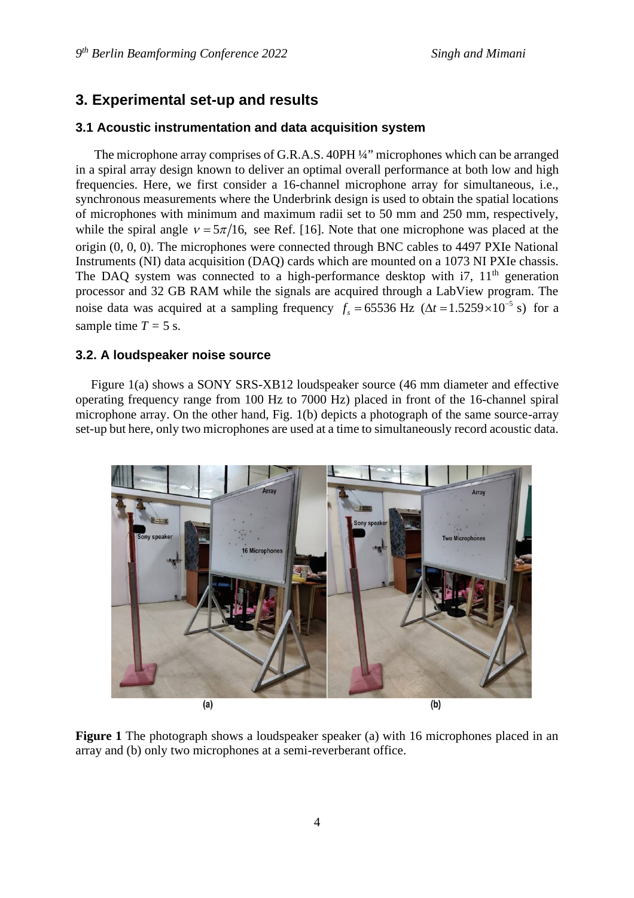## 3. Experimental set-up and results

### 3.1 Acoustic instrumentation and data acquisition system

The microphone array comprises of G.R.A.S. 40PH ¼" microphones which can be arranged in a spiral array design known to deliver an optimal overall performance at both low and high frequencies. Here, we first consider a 16-channel microphone array for simultaneous, i.e., synchronous measurements where the Underbrink design is used to obtain the spatial locations of microphones with minimum and maximum radii set to 50 mm and 250 mm, respectively, while the spiral angle $\nu = 5\pi/16$, see Ref. [16]. Note that one microphone was placed at the origin (0, 0, 0). The microphones were connected through BNC cables to 4497 PXIe National Instruments (NI) data acquisition (DAQ) cards which are mounted on a 1073 NI PXIe chassis. The DAQ system was connected to a high-performance desktop with i7, 11[th] generation processor and 32 GB RAM while the signals are acquired through a LabView program. The noise data was acquired at a sampling frequency $f_s = 65536$ Hz $(\Delta t = 1.5259 \times 10^{-5}$ s) for a sample time $T = 5$ s.

### 3.2. A loudspeaker noise source

Figure 1(a) shows a SONY SRS-XB12 loudspeaker source (46 mm diameter and effective operating frequency range from 100 Hz to 7000 Hz) placed in front of the 16-channel spiral microphone array. On the other hand, Fig. 1(b) depicts a photograph of the same source-array set-up but here, only two microphones are used at a time to simultaneously record acoustic data.

**Figure 1** The photograph shows a loudspeaker speaker (a) with 16 microphones placed in an array and (b) only two microphones at a semi-reverberant office.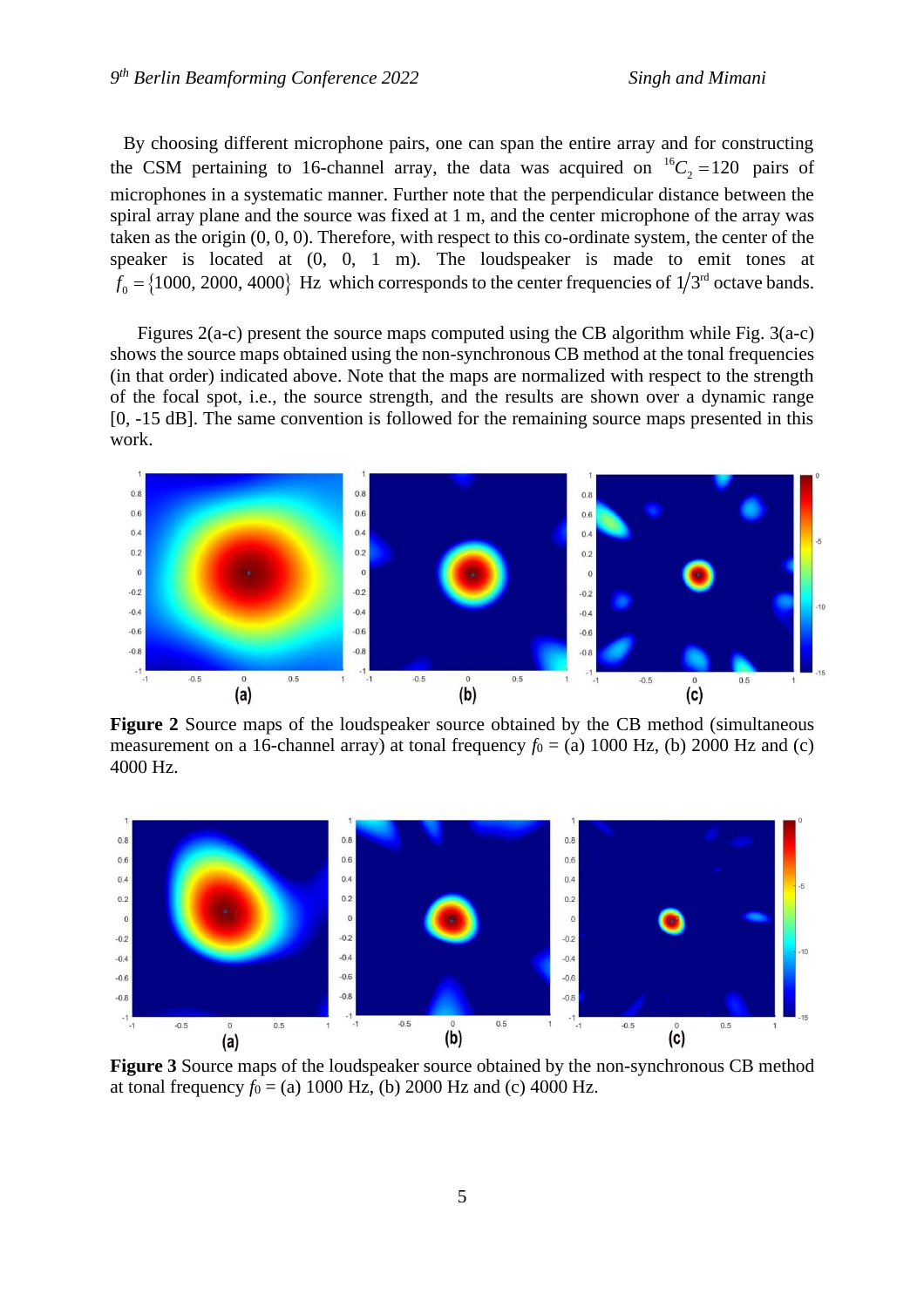By choosing different microphone pairs, one can span the entire array and for constructing the CSM pertaining to 16-channel array, the data was acquired on $^{16}C_2 = 120$ pairs of microphones in a systematic manner. Further note that the perpendicular distance between the spiral array plane and the source was fixed at 1 m, and the center microphone of the array was taken as the origin (0, 0, 0). Therefore, with respect to this co-ordinate system, the center of the speaker is located at (0, 0, 1 m). The loudspeaker is made to emit tones at $f_0 = \{1000, 2000, 4000\}$ Hz which corresponds to the center frequencies of $1/3^{\text{rd}}$ octave bands.

Figures 2(a-c) present the source maps computed using the CB algorithm while Fig. 3(a-c) shows the source maps obtained using the non-synchronous CB method at the tonal frequencies (in that order) indicated above. Note that the maps are normalized with respect to the strength of the focal spot, i.e., the source strength, and the results are shown over a dynamic range [0, -15 dB]. The same convention is followed for the remaining source maps presented in this work.

**Figure 2** Source maps of the loudspeaker source obtained by the CB method (simultaneous measurement on a 16-channel array) at tonal frequency $f_0$ = (a) 1000 Hz, (b) 2000 Hz and (c) 4000 Hz.

**Figure 3** Source maps of the loudspeaker source obtained by the non-synchronous CB method at tonal frequency $f_0$ = (a) 1000 Hz, (b) 2000 Hz and (c) 4000 Hz.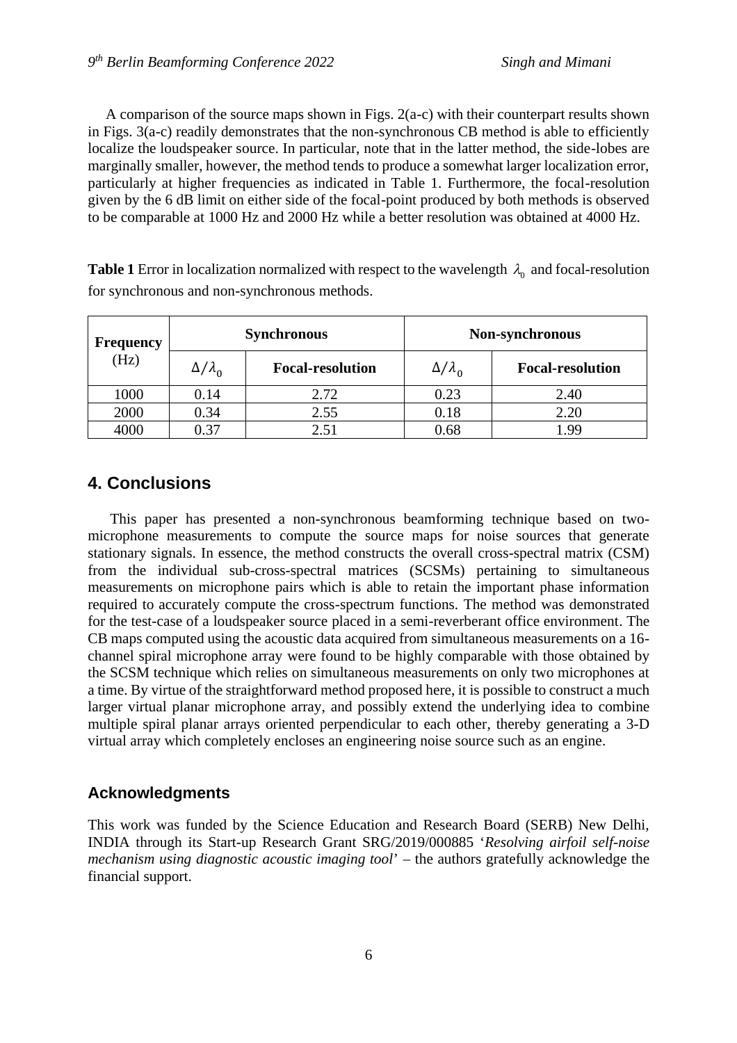A comparison of the source maps shown in Figs. 2(a-c) with their counterpart results shown in Figs. 3(a-c) readily demonstrates that the non-synchronous CB method is able to efficiently localize the loudspeaker source. In particular, note that in the latter method, the side-lobes are marginally smaller, however, the method tends to produce a somewhat larger localization error, particularly at higher frequencies as indicated in Table 1. Furthermore, the focal-resolution given by the 6 dB limit on either side of the focal-point produced by both methods is observed to be comparable at 1000 Hz and 2000 Hz while a better resolution was obtained at 4000 Hz.

**Table 1** Error in localization normalized with respect to the wavelength $\lambda_0$ and focal-resolution for synchronous and non-synchronous methods.

| **Frequency** (Hz) | **Synchronous** | | **Non-synchronous** | |
|---|---|---|---|---|
| | $\Delta/\lambda_0$ | **Focal-resolution** | $\Delta/\lambda_0$ | **Focal-resolution** |
| 1000 | 0.14 | 2.72 | 0.23 | 2.40 |
| 2000 | 0.34 | 2.55 | 0.18 | 2.20 |
| 4000 | 0.37 | 2.51 | 0.68 | 1.99 |

## 4. Conclusions

This paper has presented a non-synchronous beamforming technique based on two-microphone measurements to compute the source maps for noise sources that generate stationary signals. In essence, the method constructs the overall cross-spectral matrix (CSM) from the individual sub-cross-spectral matrices (SCSMs) pertaining to simultaneous measurements on microphone pairs which is able to retain the important phase information required to accurately compute the cross-spectrum functions. The method was demonstrated for the test-case of a loudspeaker source placed in a semi-reverberant office environment. The CB maps computed using the acoustic data acquired from simultaneous measurements on a 16-channel spiral microphone array were found to be highly comparable with those obtained by the SCSM technique which relies on simultaneous measurements on only two microphones at a time. By virtue of the straightforward method proposed here, it is possible to construct a much larger virtual planar microphone array, and possibly extend the underlying idea to combine multiple spiral planar arrays oriented perpendicular to each other, thereby generating a 3-D virtual array which completely encloses an engineering noise source such as an engine.

### Acknowledgments

This work was funded by the Science Education and Research Board (SERB) New Delhi, INDIA through its Start-up Research Grant SRG/2019/000885 '*Resolving airfoil self-noise mechanism using diagnostic acoustic imaging tool*' – the authors gratefully acknowledge the financial support.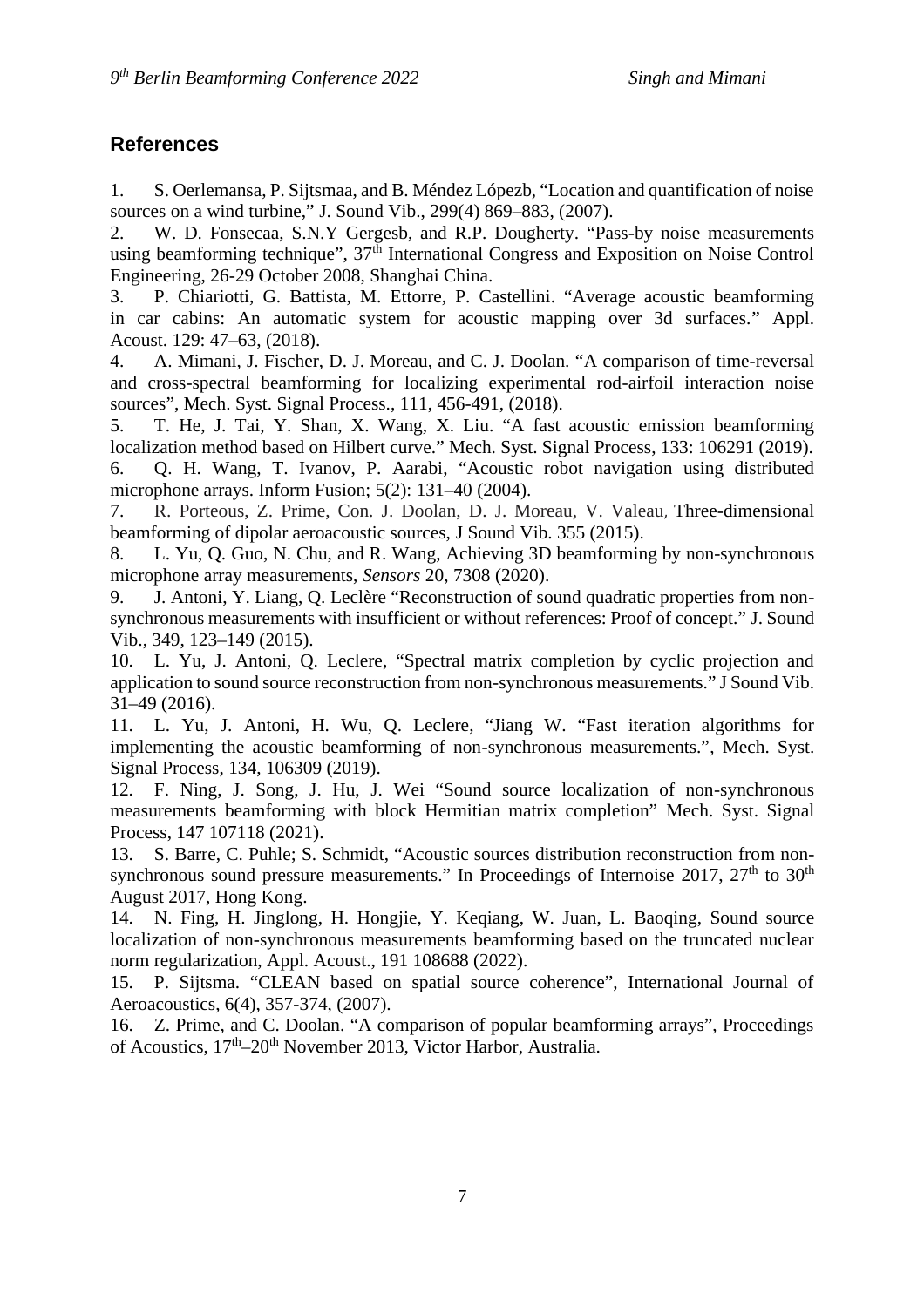## References

1. S. Oerlemansa, P. Sijtsmaa, and B. Méndez Lópezb, "Location and quantification of noise sources on a wind turbine," J. Sound Vib., 299(4) 869–883, (2007).
2. W. D. Fonsecaa, S.N.Y Gergesb, and R.P. Dougherty. "Pass-by noise measurements using beamforming technique", 37th International Congress and Exposition on Noise Control Engineering, 26-29 October 2008, Shanghai China.
3. P. Chiariotti, G. Battista, M. Ettorre, P. Castellini. "Average acoustic beamforming in car cabins: An automatic system for acoustic mapping over 3d surfaces." Appl. Acoust. 129: 47–63, (2018).
4. A. Mimani, J. Fischer, D. J. Moreau, and C. J. Doolan. "A comparison of time-reversal and cross-spectral beamforming for localizing experimental rod-airfoil interaction noise sources", Mech. Syst. Signal Process., 111, 456-491, (2018).
5. T. He, J. Tai, Y. Shan, X. Wang, X. Liu. "A fast acoustic emission beamforming localization method based on Hilbert curve." Mech. Syst. Signal Process, 133: 106291 (2019).
6. Q. H. Wang, T. Ivanov, P. Aarabi, "Acoustic robot navigation using distributed microphone arrays. Inform Fusion; 5(2): 131–40 (2004).
7. R. Porteous, Z. Prime, Con. J. Doolan, D. J. Moreau, V. Valeau, Three-dimensional beamforming of dipolar aeroacoustic sources, J Sound Vib. 355 (2015).
8. L. Yu, Q. Guo, N. Chu, and R. Wang, Achieving 3D beamforming by non-synchronous microphone array measurements, *Sensors* 20, 7308 (2020).
9. J. Antoni, Y. Liang, Q. Leclère "Reconstruction of sound quadratic properties from non-synchronous measurements with insufficient or without references: Proof of concept." J. Sound Vib., 349, 123–149 (2015).
10. L. Yu, J. Antoni, Q. Leclere, "Spectral matrix completion by cyclic projection and application to sound source reconstruction from non-synchronous measurements." J Sound Vib. 31–49 (2016).
11. L. Yu, J. Antoni, H. Wu, Q. Leclere, "Jiang W. "Fast iteration algorithms for implementing the acoustic beamforming of non-synchronous measurements.", Mech. Syst. Signal Process, 134, 106309 (2019).
12. F. Ning, J. Song, J. Hu, J. Wei "Sound source localization of non-synchronous measurements beamforming with block Hermitian matrix completion" Mech. Syst. Signal Process, 147 107118 (2021).
13. S. Barre, C. Puhle; S. Schmidt, "Acoustic sources distribution reconstruction from non-synchronous sound pressure measurements." In Proceedings of Internoise 2017, 27th to 30th August 2017, Hong Kong.
14. N. Fing, H. Jinglong, H. Hongjie, Y. Keqiang, W. Juan, L. Baoqing, Sound source localization of non-synchronous measurements beamforming based on the truncated nuclear norm regularization, Appl. Acoust., 191 108688 (2022).
15. P. Sijtsma. "CLEAN based on spatial source coherence", International Journal of Aeroacoustics, 6(4), 357-374, (2007).
16. Z. Prime, and C. Doolan. "A comparison of popular beamforming arrays", Proceedings of Acoustics, 17th–20th November 2013, Victor Harbor, Australia.